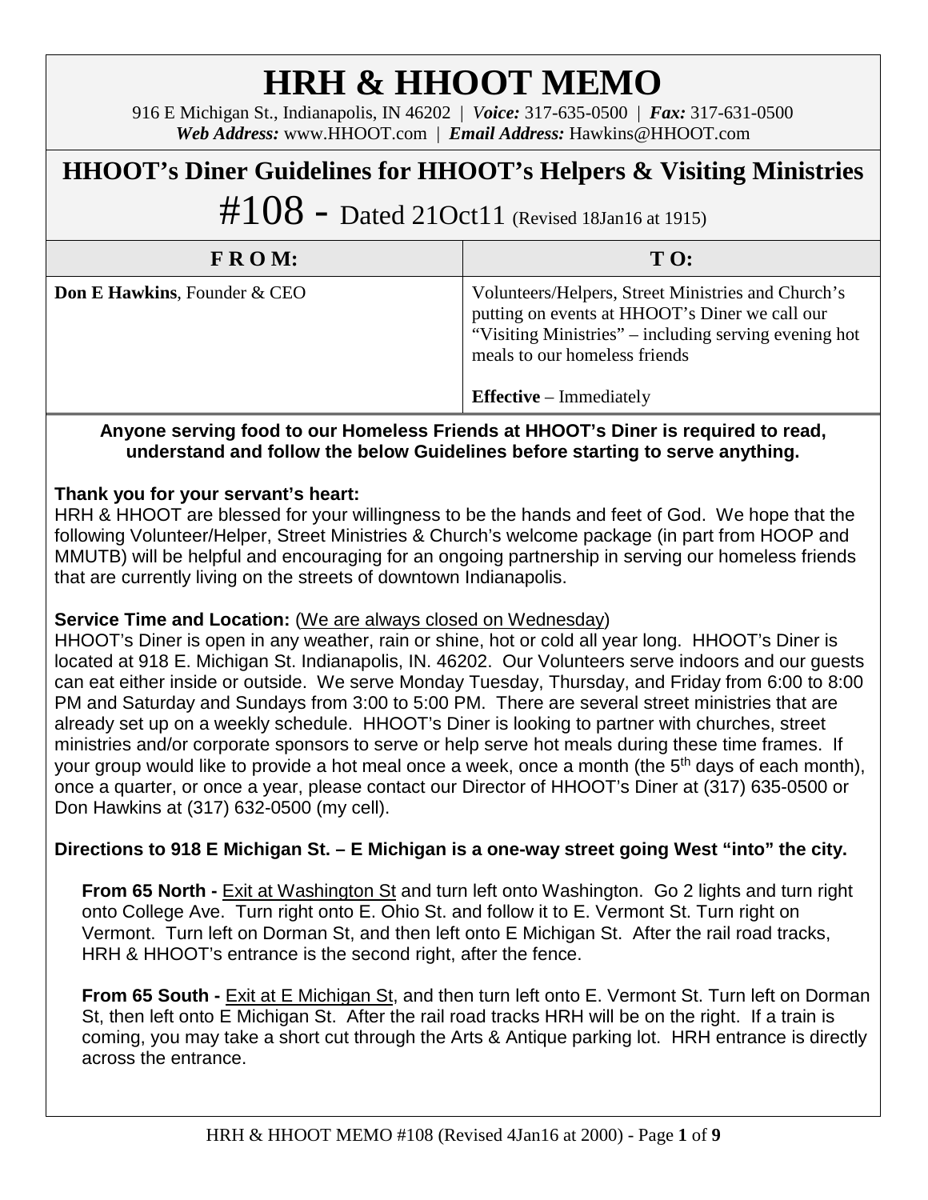# HRH & HHOOT MEMO

916 E Michigan St., Indianapolis, IN 46202 | *Voice:* 317-635-0500 | *Fax:* 317-631-0500
***Web Address:*** www.HHOOT.com | ***Email Address:*** Hawkins@HHOOT.com

## HHOOT's Diner Guidelines for HHOOT's Helpers & Visiting Ministries

## #108 - Dated 21Oct11 (Revised 18Jan16 at 1915)

| FROM: | TO: |
|---|---|
| **Don E Hawkins**, Founder & CEO | Volunteers/Helpers, Street Ministries and Church's putting on events at HHOOT's Diner we call our "Visiting Ministries" – including serving evening hot meals to our homeless friends<br><br>**Effective** – Immediately |

**Anyone serving food to our Homeless Friends at HHOOT's Diner is required to read, understand and follow the below Guidelines before starting to serve anything.**

**Thank you for your servant's heart:**
HRH & HHOOT are blessed for your willingness to be the hands and feet of God. We hope that the following Volunteer/Helper, Street Ministries & Church's welcome package (in part from HOOP and MMUTB) will be helpful and encouraging for an ongoing partnership in serving our homeless friends that are currently living on the streets of downtown Indianapolis.

**Service Time and Location:** (<u>We are always closed on Wednesday</u>)
HHOOT's Diner is open in any weather, rain or shine, hot or cold all year long. HHOOT's Diner is located at 918 E. Michigan St. Indianapolis, IN. 46202. Our Volunteers serve indoors and our guests can eat either inside or outside. We serve Monday Tuesday, Thursday, and Friday from 6:00 to 8:00 PM and Saturday and Sundays from 3:00 to 5:00 PM. There are several street ministries that are already set up on a weekly schedule. HHOOT's Diner is looking to partner with churches, street ministries and/or corporate sponsors to serve or help serve hot meals during these time frames. If your group would like to provide a hot meal once a week, once a month (the 5th days of each month), once a quarter, or once a year, please contact our Director of HHOOT's Diner at (317) 635-0500 or Don Hawkins at (317) 632-0500 (my cell).

**Directions to 918 E Michigan St. – E Michigan is a one-way street going West "into" the city.**

**From 65 North -** <u>Exit at Washington St</u> and turn left onto Washington. Go 2 lights and turn right onto College Ave. Turn right onto E. Ohio St. and follow it to E. Vermont St. Turn right on Vermont. Turn left on Dorman St, and then left onto E Michigan St. After the rail road tracks, HRH & HHOOT's entrance is the second right, after the fence.

**From 65 South -** <u>Exit at E Michigan St</u>, and then turn left onto E. Vermont St. Turn left on Dorman St, then left onto E Michigan St. After the rail road tracks HRH will be on the right. If a train is coming, you may take a short cut through the Arts & Antique parking lot. HRH entrance is directly across the entrance.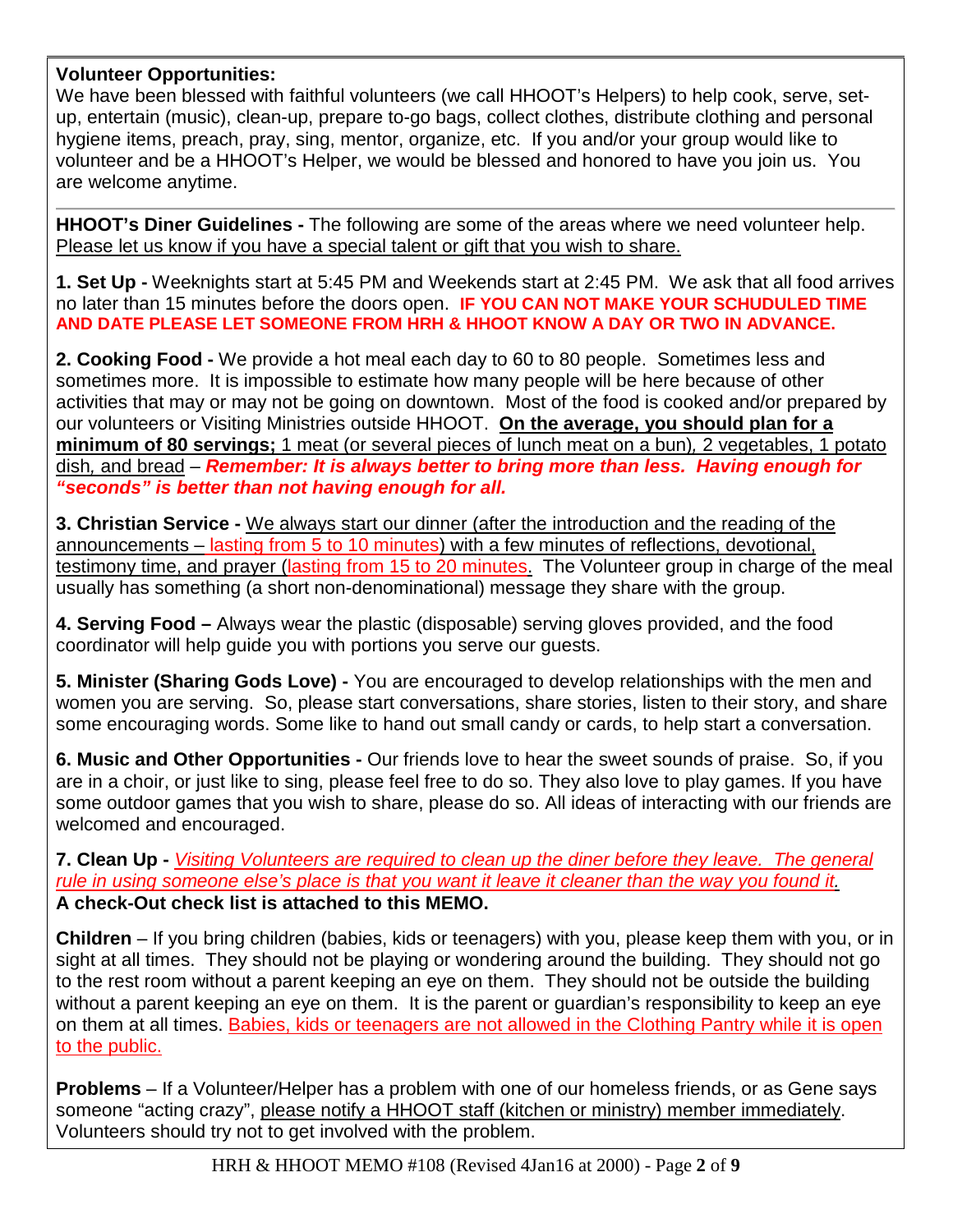**Volunteer Opportunities:**
We have been blessed with faithful volunteers (we call HHOOT's Helpers) to help cook, serve, set-up, entertain (music), clean-up, prepare to-go bags, collect clothes, distribute clothing and personal hygiene items, preach, pray, sing, mentor, organize, etc. If you and/or your group would like to volunteer and be a HHOOT's Helper, we would be blessed and honored to have you join us. You are welcome anytime.

---

**HHOOT's Diner Guidelines -** The following are some of the areas where we need volunteer help. Please let us know if you have a special talent or gift that you wish to share.

**1. Set Up -** Weeknights start at 5:45 PM and Weekends start at 2:45 PM. We ask that all food arrives no later than 15 minutes before the doors open. **IF YOU CAN NOT MAKE YOUR SCHUDULED TIME AND DATE PLEASE LET SOMEONE FROM HRH & HHOOT KNOW A DAY OR TWO IN ADVANCE.**

**2. Cooking Food -** We provide a hot meal each day to 60 to 80 people. Sometimes less and sometimes more. It is impossible to estimate how many people will be here because of other activities that may or may not be going on downtown. Most of the food is cooked and/or prepared by our volunteers or Visiting Ministries outside HHOOT. **On the average, you should plan for a minimum of 80 servings;** 1 meat (or several pieces of lunch meat on a bun), 2 vegetables, 1 potato dish, and bread – ***Remember: It is always better to bring more than less. Having enough for "seconds" is better than not having enough for all.***

**3. Christian Service -** We always start our dinner (after the introduction and the reading of the announcements – lasting from 5 to 10 minutes) with a few minutes of reflections, devotional, testimony time, and prayer (lasting from 15 to 20 minutes. The Volunteer group in charge of the meal usually has something (a short non-denominational) message they share with the group.

**4. Serving Food –** Always wear the plastic (disposable) serving gloves provided, and the food coordinator will help guide you with portions you serve our guests.

**5. Minister (Sharing Gods Love) -** You are encouraged to develop relationships with the men and women you are serving. So, please start conversations, share stories, listen to their story, and share some encouraging words. Some like to hand out small candy or cards, to help start a conversation.

**6. Music and Other Opportunities -** Our friends love to hear the sweet sounds of praise. So, if you are in a choir, or just like to sing, please feel free to do so. They also love to play games. If you have some outdoor games that you wish to share, please do so. All ideas of interacting with our friends are welcomed and encouraged.

**7. Clean Up -** *Visiting Volunteers are required to clean up the diner before they leave. The general rule in using someone else's place is that you want it leave it cleaner than the way you found it.*
**A check-Out check list is attached to this MEMO.**

**Children** – If you bring children (babies, kids or teenagers) with you, please keep them with you, or in sight at all times. They should not be playing or wondering around the building. They should not go to the rest room without a parent keeping an eye on them. They should not be outside the building without a parent keeping an eye on them. It is the parent or guardian's responsibility to keep an eye on them at all times. Babies, kids or teenagers are not allowed in the Clothing Pantry while it is open to the public.

**Problems** – If a Volunteer/Helper has a problem with one of our homeless friends, or as Gene says someone "acting crazy", please notify a HHOOT staff (kitchen or ministry) member immediately. Volunteers should try not to get involved with the problem.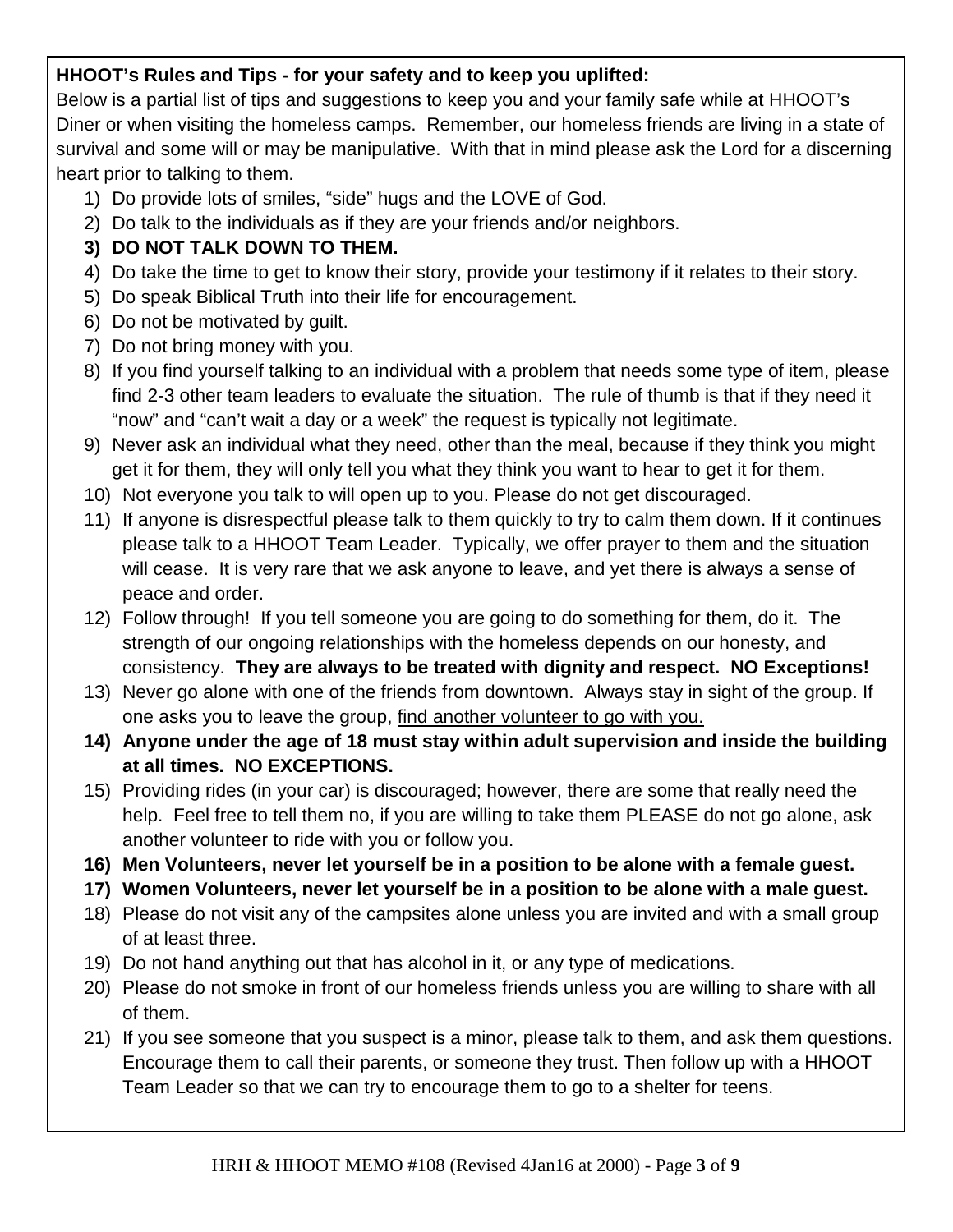**HHOOT's Rules and Tips - for your safety and to keep you uplifted:**

Below is a partial list of tips and suggestions to keep you and your family safe while at HHOOT's Diner or when visiting the homeless camps. Remember, our homeless friends are living in a state of survival and some will or may be manipulative. With that in mind please ask the Lord for a discerning heart prior to talking to them.

1) Do provide lots of smiles, "side" hugs and the LOVE of God.
2) Do talk to the individuals as if they are your friends and/or neighbors.
3) **DO NOT TALK DOWN TO THEM.**
4) Do take the time to get to know their story, provide your testimony if it relates to their story.
5) Do speak Biblical Truth into their life for encouragement.
6) Do not be motivated by guilt.
7) Do not bring money with you.
8) If you find yourself talking to an individual with a problem that needs some type of item, please find 2-3 other team leaders to evaluate the situation. The rule of thumb is that if they need it "now" and "can't wait a day or a week" the request is typically not legitimate.
9) Never ask an individual what they need, other than the meal, because if they think you might get it for them, they will only tell you what they think you want to hear to get it for them.
10) Not everyone you talk to will open up to you. Please do not get discouraged.
11) If anyone is disrespectful please talk to them quickly to try to calm them down. If it continues please talk to a HHOOT Team Leader. Typically, we offer prayer to them and the situation will cease. It is very rare that we ask anyone to leave, and yet there is always a sense of peace and order.
12) Follow through! If you tell someone you are going to do something for them, do it. The strength of our ongoing relationships with the homeless depends on our honesty, and consistency. **They are always to be treated with dignity and respect. NO Exceptions!**
13) Never go alone with one of the friends from downtown. Always stay in sight of the group. If one asks you to leave the group, <u>find another volunteer to go with you.</u>
14) **Anyone under the age of 18 must stay within adult supervision and inside the building at all times. NO EXCEPTIONS.**
15) Providing rides (in your car) is discouraged; however, there are some that really need the help. Feel free to tell them no, if you are willing to take them PLEASE do not go alone, ask another volunteer to ride with you or follow you.
16) **Men Volunteers, never let yourself be in a position to be alone with a female guest.**
17) **Women Volunteers, never let yourself be in a position to be alone with a male guest.**
18) Please do not visit any of the campsites alone unless you are invited and with a small group of at least three.
19) Do not hand anything out that has alcohol in it, or any type of medications.
20) Please do not smoke in front of our homeless friends unless you are willing to share with all of them.
21) If you see someone that you suspect is a minor, please talk to them, and ask them questions. Encourage them to call their parents, or someone they trust. Then follow up with a HHOOT Team Leader so that we can try to encourage them to go to a shelter for teens.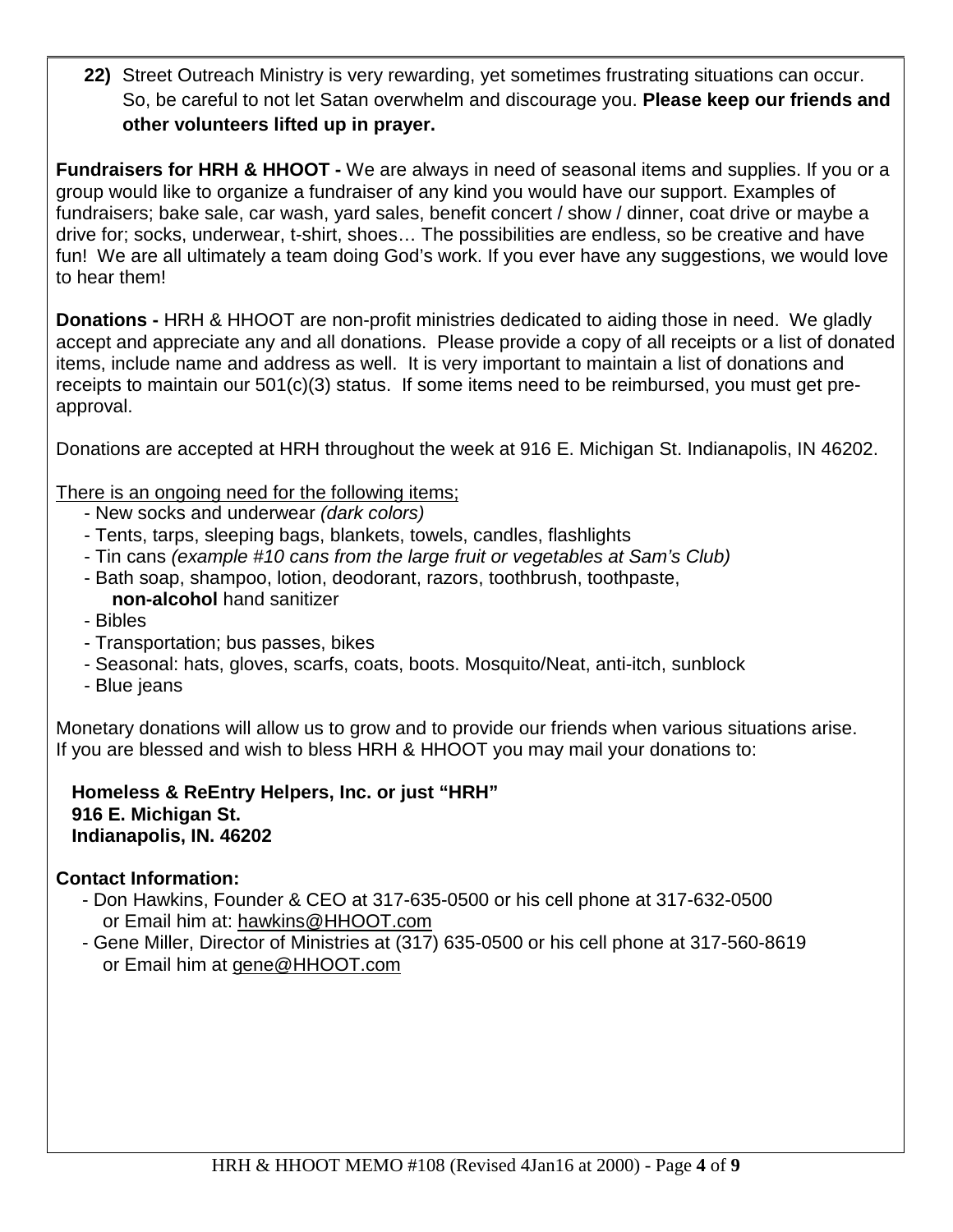**22)** Street Outreach Ministry is very rewarding, yet sometimes frustrating situations can occur. So, be careful to not let Satan overwhelm and discourage you. **Please keep our friends and other volunteers lifted up in prayer.**

**Fundraisers for HRH & HHOOT -** We are always in need of seasonal items and supplies. If you or a group would like to organize a fundraiser of any kind you would have our support. Examples of fundraisers; bake sale, car wash, yard sales, benefit concert / show / dinner, coat drive or maybe a drive for; socks, underwear, t-shirt, shoes… The possibilities are endless, so be creative and have fun! We are all ultimately a team doing God's work. If you ever have any suggestions, we would love to hear them!

**Donations -** HRH & HHOOT are non-profit ministries dedicated to aiding those in need. We gladly accept and appreciate any and all donations. Please provide a copy of all receipts or a list of donated items, include name and address as well. It is very important to maintain a list of donations and receipts to maintain our 501(c)(3) status. If some items need to be reimbursed, you must get pre-approval.

Donations are accepted at HRH throughout the week at 916 E. Michigan St. Indianapolis, IN 46202.

<u>There is an ongoing need for the following items;</u>

- New socks and underwear *(dark colors)*
- Tents, tarps, sleeping bags, blankets, towels, candles, flashlights
- Tin cans *(example #10 cans from the large fruit or vegetables at Sam's Club)*
- Bath soap, shampoo, lotion, deodorant, razors, toothbrush, toothpaste, **non-alcohol** hand sanitizer
- Bibles
- Transportation; bus passes, bikes
- Seasonal: hats, gloves, scarfs, coats, boots. Mosquito/Neat, anti-itch, sunblock
- Blue jeans

Monetary donations will allow us to grow and to provide our friends when various situations arise. If you are blessed and wish to bless HRH & HHOOT you may mail your donations to:

**Homeless & ReEntry Helpers, Inc. or just "HRH"**
**916 E. Michigan St.**
**Indianapolis, IN. 46202**

**Contact Information:**

- Don Hawkins, Founder & CEO at 317-635-0500 or his cell phone at 317-632-0500 or Email him at: hawkins@HHOOT.com
- Gene Miller, Director of Ministries at (317) 635-0500 or his cell phone at 317-560-8619 or Email him at gene@HHOOT.com

HRH & HHOOT MEMO #108 (Revised 4Jan16 at 2000)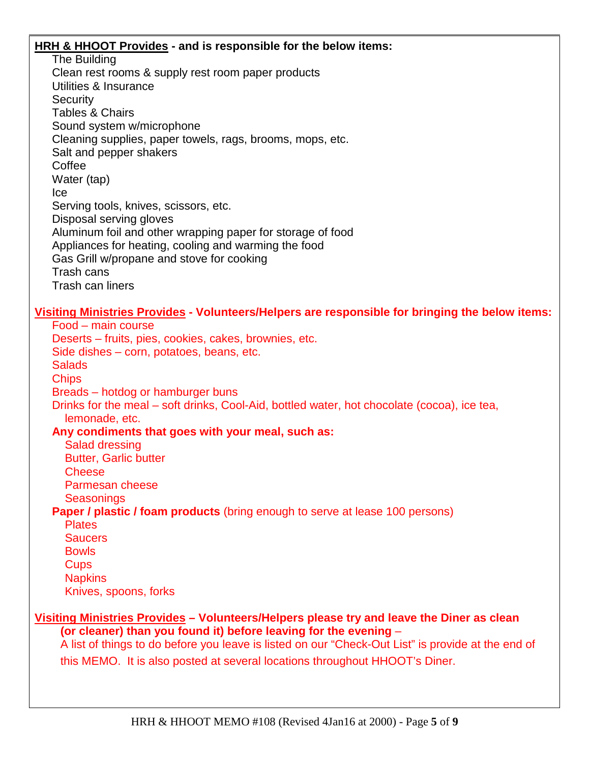**HRH & HHOOT Provides - and is responsible for the below items:**

- The Building
- Clean rest rooms & supply rest room paper products
- Utilities & Insurance
- Security
- Tables & Chairs
- Sound system w/microphone
- Cleaning supplies, paper towels, rags, brooms, mops, etc.
- Salt and pepper shakers
- Coffee
- Water (tap)
- Ice
- Serving tools, knives, scissors, etc.
- Disposal serving gloves
- Aluminum foil and other wrapping paper for storage of food
- Appliances for heating, cooling and warming the food
- Gas Grill w/propane and stove for cooking
- Trash cans
- Trash can liners

**Visiting Ministries Provides - Volunteers/Helpers are responsible for bringing the below items:**

- Food – main course
- Deserts – fruits, pies, cookies, cakes, brownies, etc.
- Side dishes – corn, potatoes, beans, etc.
- Salads
- Chips
- Breads – hotdog or hamburger buns
- Drinks for the meal – soft drinks, Cool-Aid, bottled water, hot chocolate (cocoa), ice tea, lemonade, etc.
- **Any condiments that goes with your meal, such as:**
  - Salad dressing
  - Butter, Garlic butter
  - Cheese
  - Parmesan cheese
  - Seasonings
- **Paper / plastic / foam products** (bring enough to serve at lease 100 persons)
  - Plates
  - Saucers
  - Bowls
  - Cups
  - Napkins
  - Knives, spoons, forks

**Visiting Ministries Provides – Volunteers/Helpers please try and leave the Diner as clean (or cleaner) than you found it) before leaving for the evening** –

A list of things to do before you leave is listed on our "Check-Out List" is provide at the end of this MEMO. It is also posted at several locations throughout HHOOT's Diner.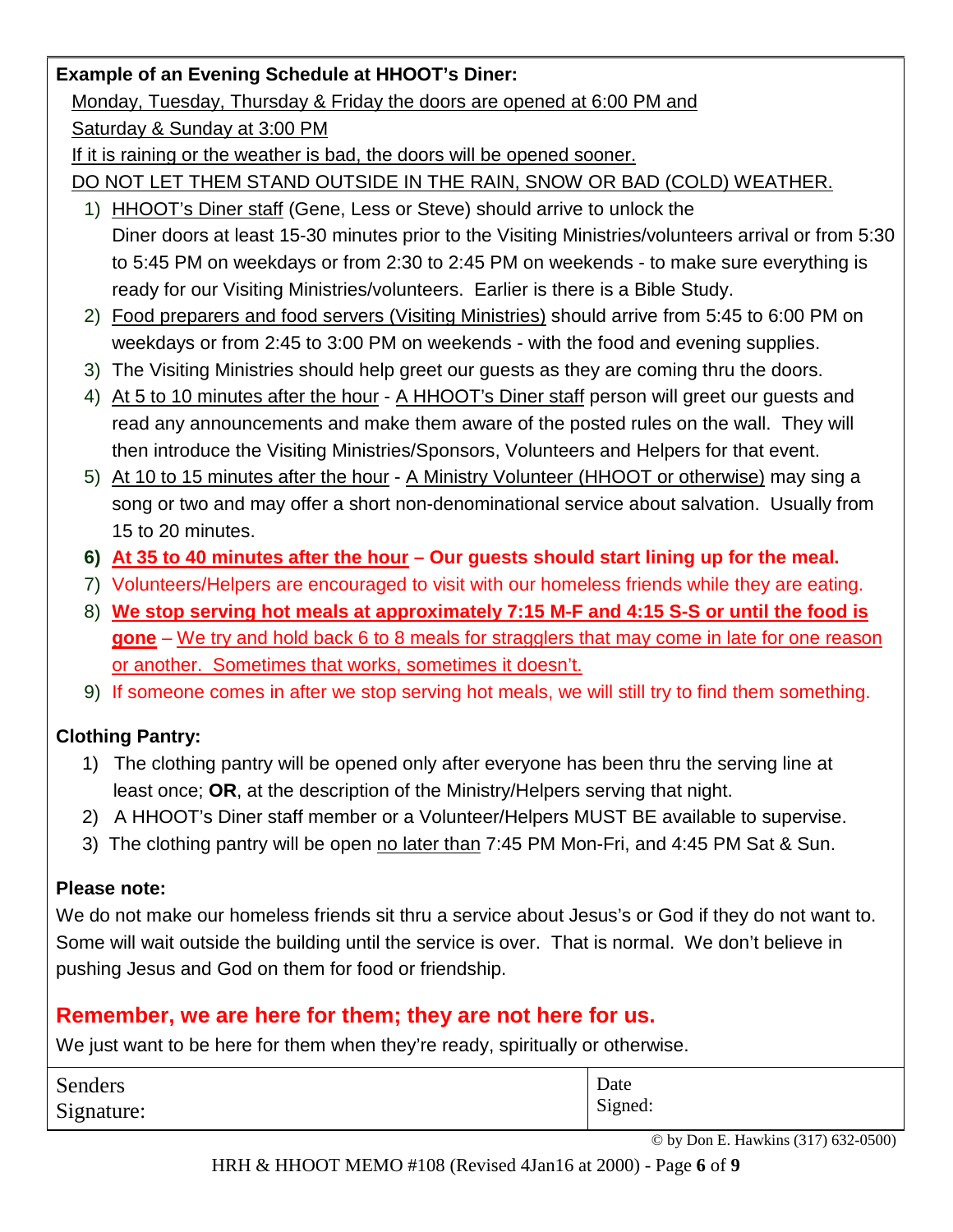**Example of an Evening Schedule at HHOOT's Diner:**

Monday, Tuesday, Thursday & Friday the doors are opened at 6:00 PM and

Saturday & Sunday at 3:00 PM

If it is raining or the weather is bad, the doors will be opened sooner.

DO NOT LET THEM STAND OUTSIDE IN THE RAIN, SNOW OR BAD (COLD) WEATHER.

1) HHOOT's Diner staff (Gene, Less or Steve) should arrive to unlock the Diner doors at least 15-30 minutes prior to the Visiting Ministries/volunteers arrival or from 5:30 to 5:45 PM on weekdays or from 2:30 to 2:45 PM on weekends - to make sure everything is ready for our Visiting Ministries/volunteers. Earlier is there is a Bible Study.
2) Food preparers and food servers (Visiting Ministries) should arrive from 5:45 to 6:00 PM on weekdays or from 2:45 to 3:00 PM on weekends - with the food and evening supplies.
3) The Visiting Ministries should help greet our guests as they are coming thru the doors.
4) At 5 to 10 minutes after the hour - A HHOOT's Diner staff person will greet our guests and read any announcements and make them aware of the posted rules on the wall. They will then introduce the Visiting Ministries/Sponsors, Volunteers and Helpers for that event.
5) At 10 to 15 minutes after the hour - A Ministry Volunteer (HHOOT or otherwise) may sing a song or two and may offer a short non-denominational service about salvation. Usually from 15 to 20 minutes.
6) **At 35 to 40 minutes after the hour – Our guests should start lining up for the meal.**
7) Volunteers/Helpers are encouraged to visit with our homeless friends while they are eating.
8) **We stop serving hot meals at approximately 7:15 M-F and 4:15 S-S or until the food is gone** – We try and hold back 6 to 8 meals for stragglers that may come in late for one reason or another. Sometimes that works, sometimes it doesn't.
9) If someone comes in after we stop serving hot meals, we will still try to find them something.

**Clothing Pantry:**

1) The clothing pantry will be opened only after everyone has been thru the serving line at least once; **OR**, at the description of the Ministry/Helpers serving that night.
2) A HHOOT's Diner staff member or a Volunteer/Helpers MUST BE available to supervise.
3) The clothing pantry will be open no later than 7:45 PM Mon-Fri, and 4:45 PM Sat & Sun.

**Please note:**

We do not make our homeless friends sit thru a service about Jesus's or God if they do not want to. Some will wait outside the building until the service is over. That is normal. We don't believe in pushing Jesus and God on them for food or friendship.

## Remember, we are here for them; they are not here for us.

We just want to be here for them when they're ready, spiritually or otherwise.

| Senders Signature: | Date Signed: |
|---|---|

© by Don E. Hawkins (317) 632-0500)

HRH & HHOOT MEMO #108 (Revised 4Jan16 at 2000)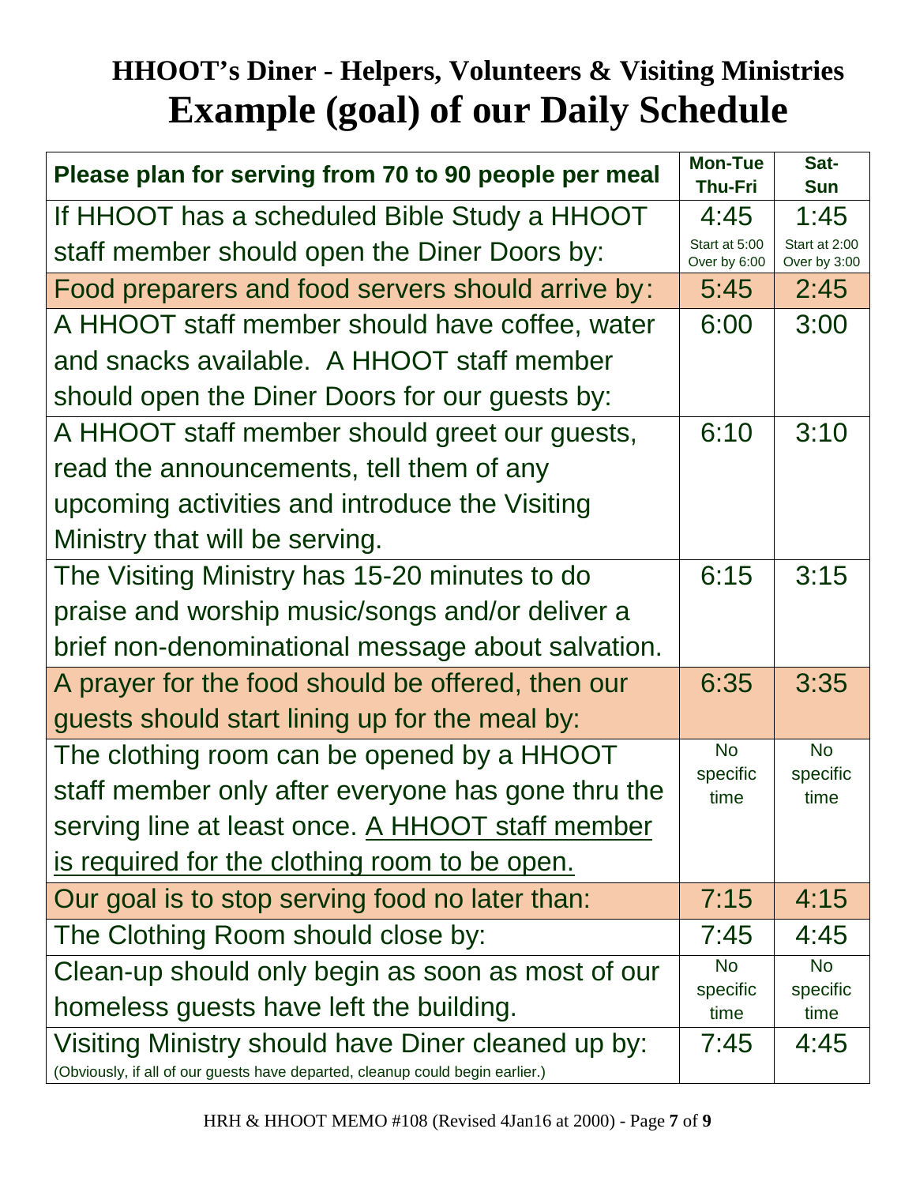## HHOOT's Diner - Helpers, Volunteers & Visiting Ministries

# Example (goal) of our Daily Schedule

| Please plan for serving from 70 to 90 people per meal | Mon-Tue Thu-Fri | Sat-Sun |
|---|---|---|
| If HHOOT has a scheduled Bible Study a HHOOT staff member should open the Diner Doors by: | 4:45<br>Start at 5:00<br>Over by 6:00 | 1:45<br>Start at 2:00<br>Over by 3:00 |
| Food preparers and food servers should arrive by: | 5:45 | 2:45 |
| A HHOOT staff member should have coffee, water and snacks available. A HHOOT staff member should open the Diner Doors for our guests by: | 6:00 | 3:00 |
| A HHOOT staff member should greet our guests, read the announcements, tell them of any upcoming activities and introduce the Visiting Ministry that will be serving. | 6:10 | 3:10 |
| The Visiting Ministry has 15-20 minutes to do praise and worship music/songs and/or deliver a brief non-denominational message about salvation. | 6:15 | 3:15 |
| A prayer for the food should be offered, then our guests should start lining up for the meal by: | 6:35 | 3:35 |
| The clothing room can be opened by a HHOOT staff member only after everyone has gone thru the serving line at least once. <u>A HHOOT staff member is required for the clothing room to be open.</u> | No specific time | No specific time |
| Our goal is to stop serving food no later than: | 7:15 | 4:15 |
| The Clothing Room should close by: | 7:45 | 4:45 |
| Clean-up should only begin as soon as most of our homeless guests have left the building. | No specific time | No specific time |
| Visiting Ministry should have Diner cleaned up by:<br>(Obviously, if all of our guests have departed, cleanup could begin earlier.) | 7:45 | 4:45 |

HRH & HHOOT MEMO #108 (Revised 4Jan16 at 2000)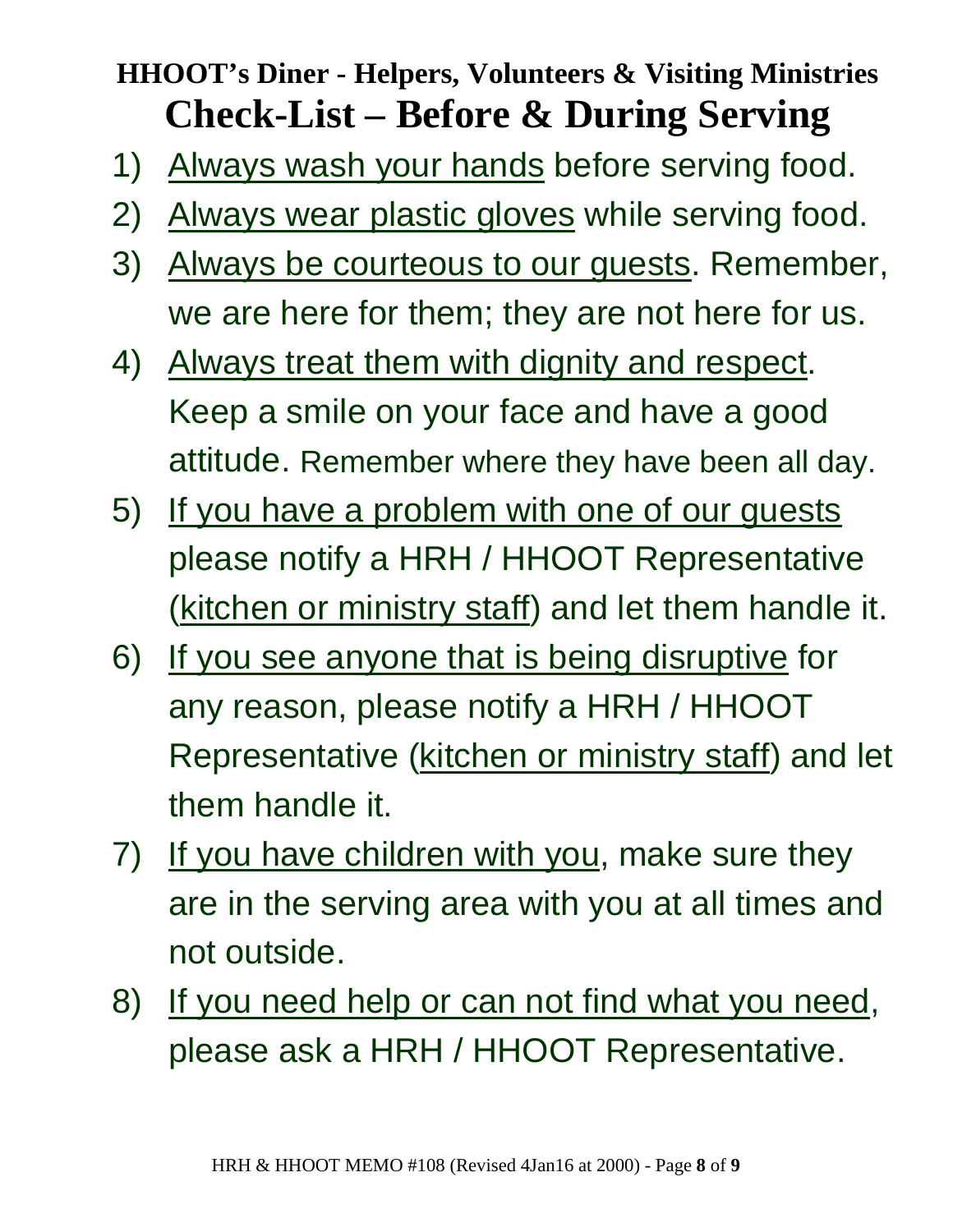## HHOOT's Diner - Helpers, Volunteers & Visiting Ministries

# Check-List – Before & During Serving

1) Always wash your hands before serving food.
2) Always wear plastic gloves while serving food.
3) Always be courteous to our guests. Remember, we are here for them; they are not here for us.
4) Always treat them with dignity and respect. Keep a smile on your face and have a good attitude. Remember where they have been all day.
5) If you have a problem with one of our guests please notify a HRH / HHOOT Representative (kitchen or ministry staff) and let them handle it.
6) If you see anyone that is being disruptive for any reason, please notify a HRH / HHOOT Representative (kitchen or ministry staff) and let them handle it.
7) If you have children with you, make sure they are in the serving area with you at all times and not outside.
8) If you need help or can not find what you need, please ask a HRH / HHOOT Representative.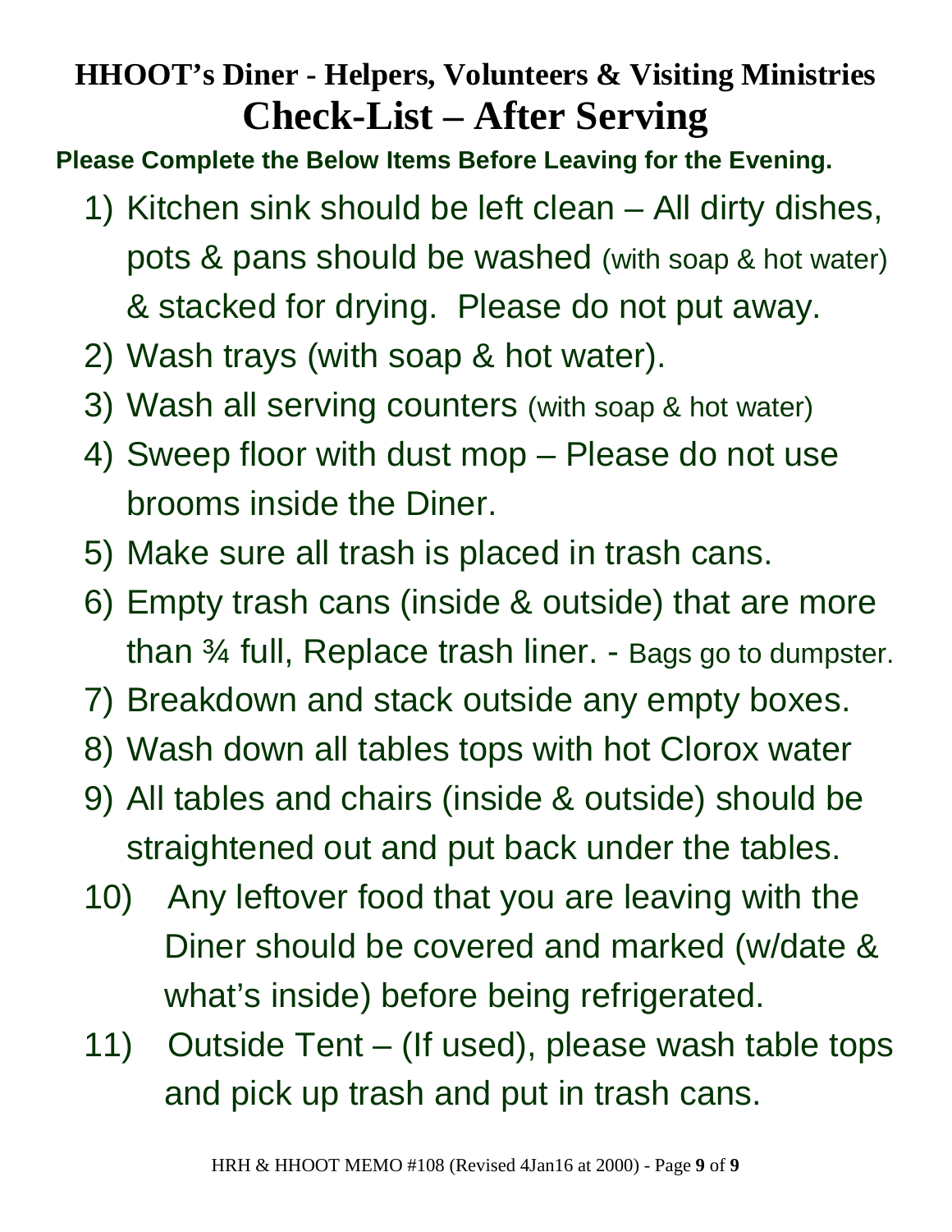## HHOOT's Diner - Helpers, Volunteers & Visiting Ministries

# Check-List – After Serving

**Please Complete the Below Items Before Leaving for the Evening.**

1) Kitchen sink should be left clean – All dirty dishes, pots & pans should be washed (with soap & hot water) & stacked for drying. Please do not put away.
2) Wash trays (with soap & hot water).
3) Wash all serving counters (with soap & hot water)
4) Sweep floor with dust mop – Please do not use brooms inside the Diner.
5) Make sure all trash is placed in trash cans.
6) Empty trash cans (inside & outside) that are more than ¾ full, Replace trash liner. - Bags go to dumpster.
7) Breakdown and stack outside any empty boxes.
8) Wash down all tables tops with hot Clorox water
9) All tables and chairs (inside & outside) should be straightened out and put back under the tables.
10) Any leftover food that you are leaving with the Diner should be covered and marked (w/date & what's inside) before being refrigerated.
11) Outside Tent – (If used), please wash table tops and pick up trash and put in trash cans.